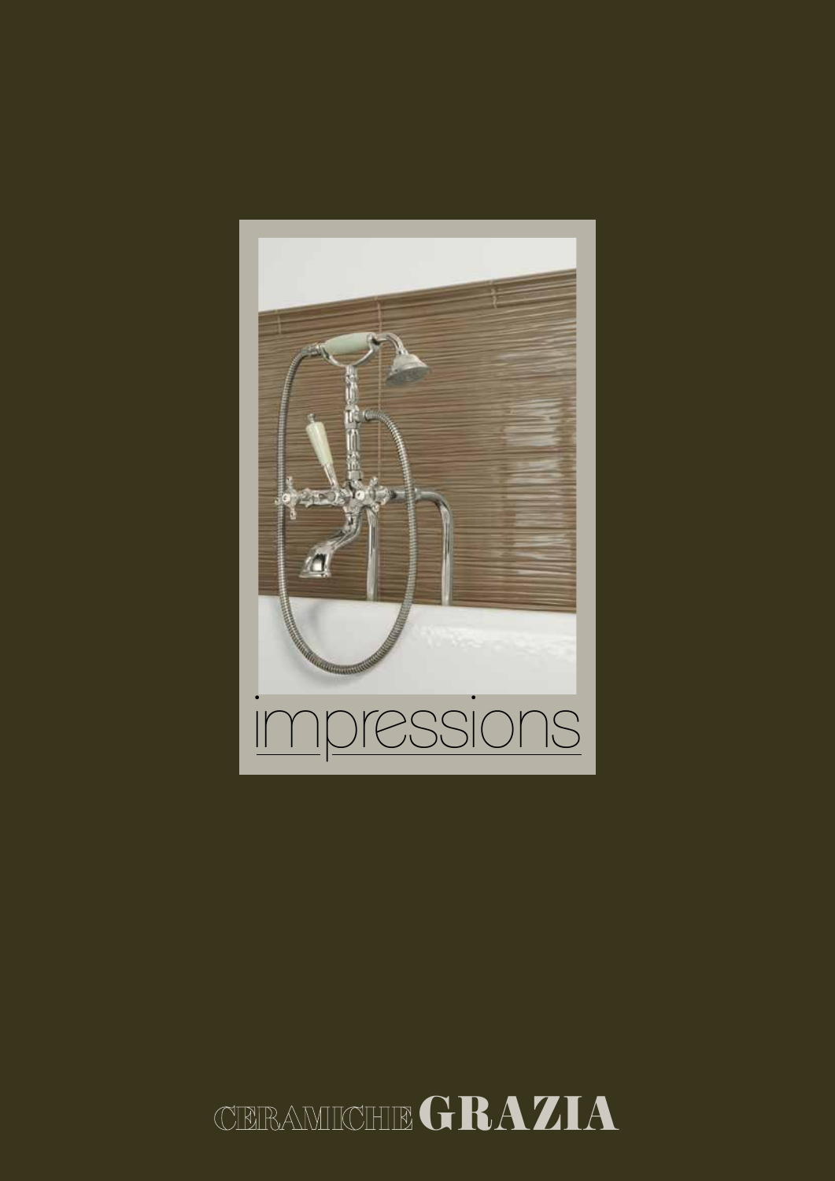# impressions

CERAMICHE GRAZIA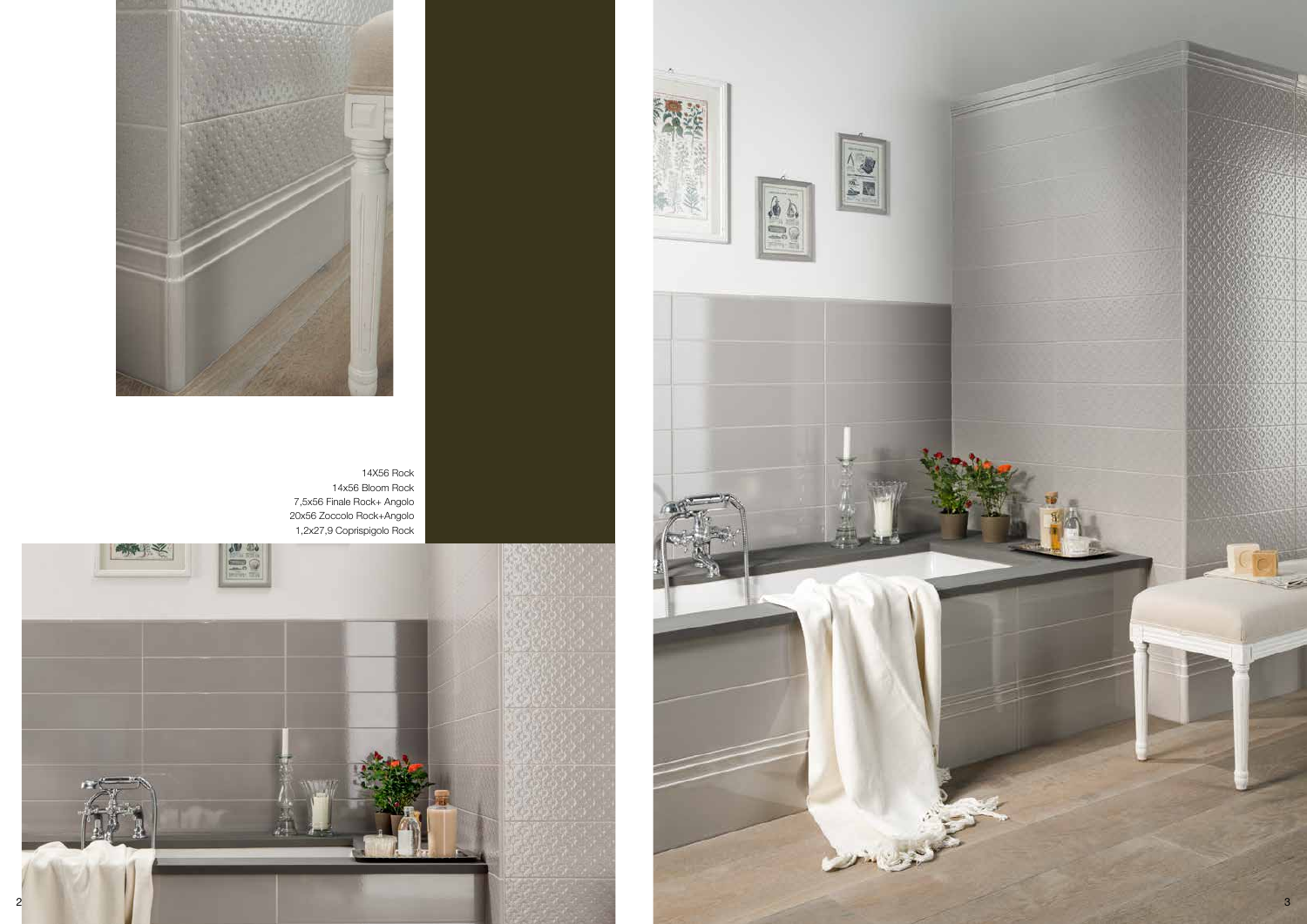14X56 Rock
14x56 Bloom Rock
7,5x56 Finale Rock+ Angolo
20x56 Zoccolo Rock+Angolo
1,2x27,9 Coprispigolo Rock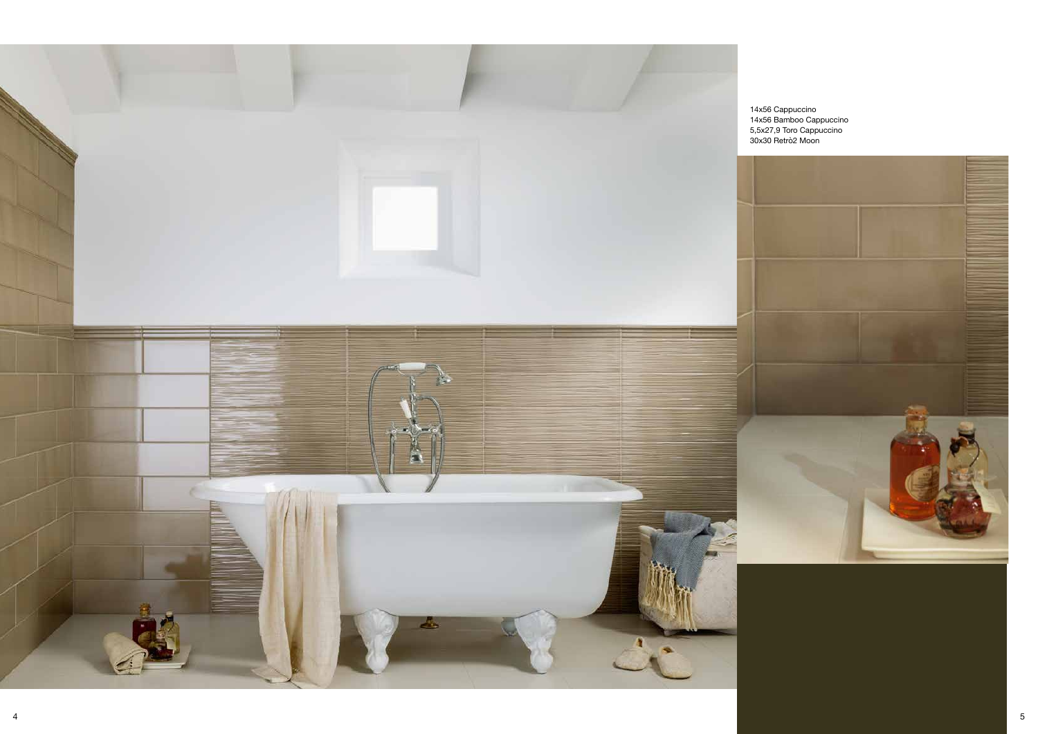14x56 Cappuccino
14x56 Bamboo Cappuccino
5,5x27,9 Toro Cappuccino
30x30 Retrò2 Moon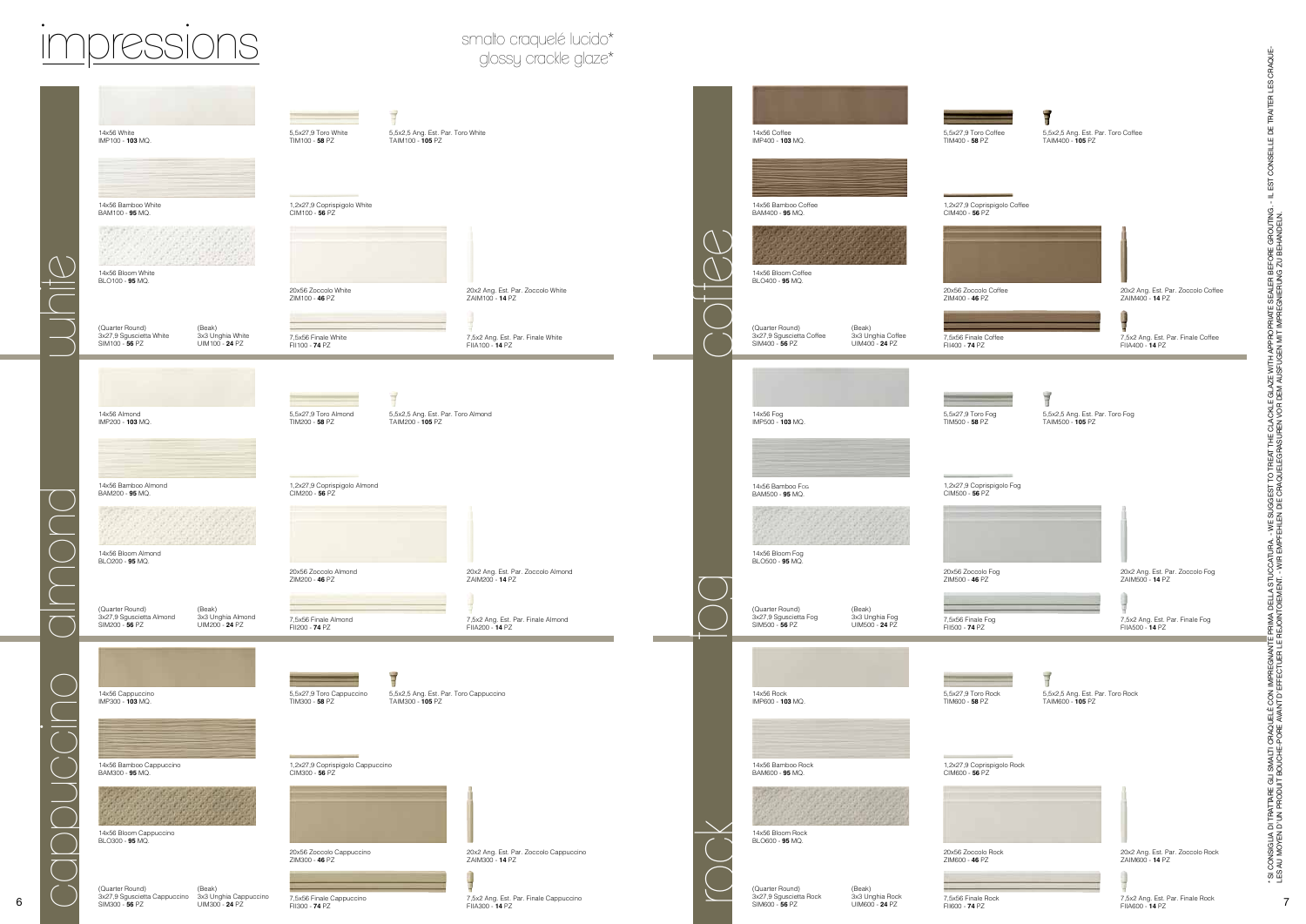# impressions

smalto craquelé lucido*
glossy crackle glaze*

## white

14x56 White
IMP100 - **103** MQ.

5,5x27,9 Toro White
TIM100 - **58** PZ

5,5x2,5 Ang. Est. Par. Toro White
TAIM100 - **105** PZ

14x56 Bamboo White
BAM100 - **95** MQ.

1,2x27,9 Coprispigolo White
CIM100 - **56** PZ

14x56 Bloom White
BLO100 - **95** MQ.

20x56 Zoccolo White
ZIM100 - **46** PZ

20x2 Ang. Est. Par. Zoccolo White
ZAIM100 - **14** PZ

(Quarter Round)
3x27,9 Sguscietta White
SIM100 - **56** PZ

(Beak)
3x3 Unghia White
UIM100 - **24** PZ

7,5x56 Finale White
FII100 - **74** PZ

7,5x2 Ang. Est. Par. Finale White
FIIA100 - **14** PZ

## almond

14x56 Almond
IMP200 - **103** MQ.

5,5x27,9 Toro Almond
TIM200 - **58** PZ

5,5x2,5 Ang. Est. Par. Toro Almond
TAIM200 - **105** PZ

14x56 Bamboo Almond
BAM200 - **95** MQ.

1,2x27,9 Coprispigolo Almond
CIM200 - **56** PZ

14x56 Bloom Almond
BLO200 - **95** MQ.

20x56 Zoccolo Almond
ZIM200 - **46** PZ

20x2 Ang. Est. Par. Zoccolo Almond
ZAIM200 - **14** PZ

(Quarter Round)
3x27,9 Sguscietta Almond
SIM200 - **56** PZ

(Beak)
3x3 Unghia Almond
UIM200 - **24** PZ

7,5x56 Finale Almond
FII200 - **74** PZ

7,5x2 Ang. Est. Par. Finale Almond
FIIA200 - **14** PZ

## cappuccino

14x56 Cappuccino
IMP300 - **103** MQ.

5,5x27,9 Toro Cappuccino
TIM300 - **58** PZ

5,5x2,5 Ang. Est. Par. Toro Cappuccino
TAIM300 - **105** PZ

14x56 Bamboo Cappuccino
BAM300 - **95** MQ.

1,2x27,9 Coprispigolo Cappuccino
CIM300 - **56** PZ

14x56 Bloom Cappuccino
BLO300 - **95** MQ.

20x56 Zoccolo Cappuccino
ZIM300 - **46** PZ

20x2 Ang. Est. Par. Zoccolo Cappuccino
ZAIM300 - **14** PZ

(Quarter Round)
3x27,9 Sguscietta Cappuccino
SIM300 - **56** PZ

(Beak)
3x3 Unghia Cappuccino
UIM300 - **24** PZ

7,5x56 Finale Cappuccino
FII300 - **74** PZ

7,5x2 Ang. Est. Par. Finale Cappuccino
FIIA300 - **14** PZ

## coffee

14x56 Coffee
IMP400 - **103** MQ.

5,5x27,9 Toro Coffee
TIM400 - **58** PZ

5,5x2,5 Ang. Est. Par. Toro Coffee
TAIM400 - **105** PZ

14x56 Bamboo Coffee
BAM400 - **95** MQ.

1,2x27,9 Coprispigolo Coffee
CIM400 - **56** PZ

14x56 Bloom Coffee
BLO400 - **95** MQ.

20x56 Zoccolo Coffee
ZIM400 - **46** PZ

20x2 Ang. Est. Par. Zoccolo Coffee
ZAIM400 - **14** PZ

(Quarter Round)
3x27,9 Sguscietta Coffee
SIM400 - **56** PZ

(Beak)
3x3 Unghia Coffee
UIM400 - **24** PZ

7,5x56 Finale Coffee
FII400 - **74** PZ

7,5x2 Ang. Est. Par. Finale Coffee
FIIA400 - **14** PZ

## fog

14x56 Fog
IMP500 - **103** MQ.

5,5x27,9 Toro Fog
TIM500 - **58** PZ

5,5x2,5 Ang. Est. Par. Toro Fog
TAIM500 - **105** PZ

14x56 Bamboo Fog
BAM500 - **95** MQ.

1,2x27,9 Coprispigolo Fog
CIM500 - **56** PZ

14x56 Bloom Fog
BLO500 - **95** MQ.

20x56 Zoccolo Fog
ZIM500 - **46** PZ

20x2 Ang. Est. Par. Zoccolo Fog
ZAIM500 - **14** PZ

(Quarter Round)
3x27,9 Sguscietta Fog
SIM500 - **56** PZ

(Beak)
3x3 Unghia Fog
UIM500 - **24** PZ

7,5x56 Finale Fog
FII500 - **74** PZ

7,5x2 Ang. Est. Par. Finale Fog
FIIA500 - **14** PZ

## rock

14x56 Rock
IMP600 - **103** MQ.

5,5x27,9 Toro Rock
TIM600 - **58** PZ

5,5x2,5 Ang. Est. Par. Toro Rock
TAIM600 - **105** PZ

14x56 Bamboo Rock
BAM600 - **95** MQ.

1,2x27,9 Coprispigolo Rock
CIM600 - **56** PZ

14x56 Bloom Rock
BLO600 - **95** MQ.

20x56 Zoccolo Rock
ZIM600 - **46** PZ

20x2 Ang. Est. Par. Zoccolo Rock
ZAIM600 - **14** PZ

(Quarter Round)
3x27,9 Sguscietta Rock
SIM600 - **56** PZ

(Beak)
3x3 Unghia Rock
UIM600 - **24** PZ

7,5x56 Finale Rock
FII600 - **74** PZ

7,5x2 Ang. Est. Par. Finale Rock
FIIA600 - **14** PZ

\* SI CONSIGLIA DI TRATTARE GLI SMALTI CRAQUELÉ CON IMPREGNANTE PRIMA DELLA STUCCATURA. - WE SUGGEST TO TREAT THE CRACKLE GLAZE WITH APPROPRIATE SEALER BEFORE GROUTING. - IL EST CONSEILLÉ DE TRAITER LES CRAQUELÉS AU MOYEN D'UN PRODUIT BOUCHE-PORE AVANT D'EFFECTUER LE REJOINTOIEMENT. - WIR EMPFEHLEN DIE CRAQUELEGRASUREN VOR DEM AUSFUGEN MIT IMPRÄGNIERUNG ZU BEHANDELN.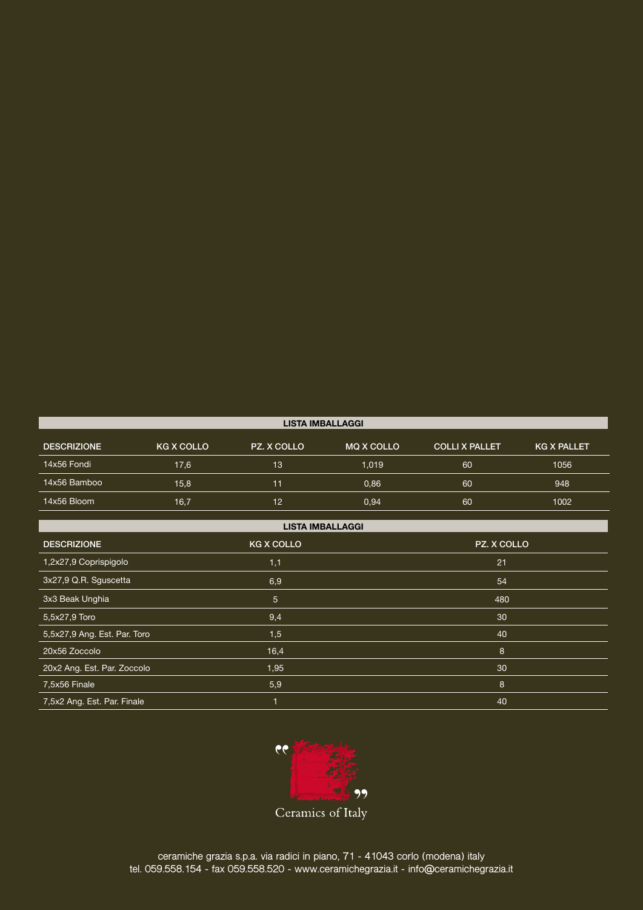## LISTA IMBALLAGGI

| DESCRIZIONE | KG X COLLO | PZ. X COLLO | MQ X COLLO | COLLI X PALLET | KG X PALLET |
|---|---|---|---|---|---|
| 14x56 Fondi | 17,6 | 13 | 1,019 | 60 | 1056 |
| 14x56 Bamboo | 15,8 | 11 | 0,86 | 60 | 948 |
| 14x56 Bloom | 16,7 | 12 | 0,94 | 60 | 1002 |

## LISTA IMBALLAGGI

| DESCRIZIONE | KG X COLLO | PZ. X COLLO |
|---|---|---|
| 1,2x27,9 Coprispigolo | 1,1 | 21 |
| 3x27,9 Q.R. Sguscetta | 6,9 | 54 |
| 3x3 Beak Unghia | 5 | 480 |
| 5,5x27,9 Toro | 9,4 | 30 |
| 5,5x27,9 Ang. Est. Par. Toro | 1,5 | 40 |
| 20x56 Zoccolo | 16,4 | 8 |
| 20x2 Ang. Est. Par. Zoccolo | 1,95 | 30 |
| 7,5x56 Finale | 5,9 | 8 |
| 7,5x2 Ang. Est. Par. Finale | 1 | 40 |

Ceramics of Italy

ceramiche grazia s.p.a. via radici in piano, 71 - 41043 corlo (modena) italy
tel. 059.558.154 - fax 059.558.520 - www.ceramichegrazia.it - info@ceramichegrazia.it